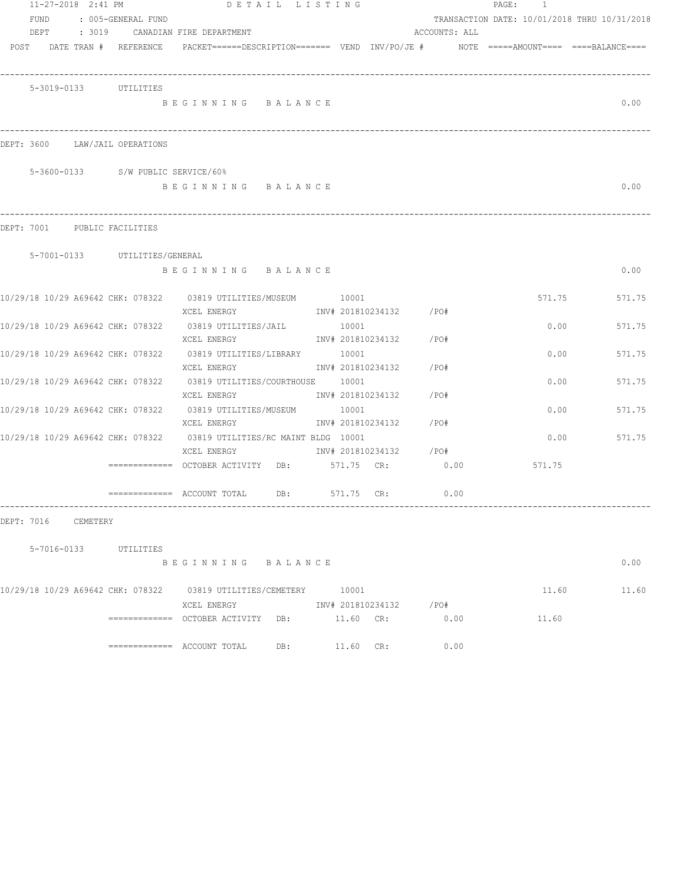11-27-2018 2:41 PM — DETAIL LISTING — PAGE: 1

FUND : 005-GENERAL FUND — TRANSACTION DATE: 10/01/2018 THRU 10/31/2018

DEPT : 3019 CANADIAN FIRE DEPARTMENT — ACCOUNTS: ALL

| POST | DATE | TRAN # | REFERENCE | PACKET======DESCRIPTION======= | VEND | INV/PO/JE # | NOTE | =====AMOUNT==== | ====BALANCE==== |
|---|---|---|---|---|---|---|---|---|---|

**5-3019-0133 UTILITIES**

BEGINNING BALANCE — 0.00

## DEPT: 3600 LAW/JAIL OPERATIONS

**5-3600-0133 S/W PUBLIC SERVICE/60%**

BEGINNING BALANCE — 0.00

## DEPT: 7001 PUBLIC FACILITIES

**5-7001-0133 UTILITIES/GENERAL**

BEGINNING BALANCE — 0.00

| POST | DATE | TRAN # | REFERENCE | PACKET / DESCRIPTION | VEND | INV/PO/JE # | AMOUNT | BALANCE |
|---|---|---|---|---|---|---|---|---|
| 10/29/18 | 10/29 | A69642 | CHK: 078322 | 03819 UTILITIES/MUSEUM XCEL ENERGY | 10001 | INV# 201810234132 /PO# | 571.75 | 571.75 |
| 10/29/18 | 10/29 | A69642 | CHK: 078322 | 03819 UTILITIES/JAIL XCEL ENERGY | 10001 | INV# 201810234132 /PO# | 0.00 | 571.75 |
| 10/29/18 | 10/29 | A69642 | CHK: 078322 | 03819 UTILITIES/LIBRARY XCEL ENERGY | 10001 | INV# 201810234132 /PO# | 0.00 | 571.75 |
| 10/29/18 | 10/29 | A69642 | CHK: 078322 | 03819 UTILITIES/COURTHOUSE XCEL ENERGY | 10001 | INV# 201810234132 /PO# | 0.00 | 571.75 |
| 10/29/18 | 10/29 | A69642 | CHK: 078322 | 03819 UTILITIES/MUSEUM XCEL ENERGY | 10001 | INV# 201810234132 /PO# | 0.00 | 571.75 |
| 10/29/18 | 10/29 | A69642 | CHK: 078322 | 03819 UTILITIES/RC MAINT BLDG XCEL ENERGY | 10001 | INV# 201810234132 /PO# | 0.00 | 571.75 |

============= OCTOBER ACTIVITY DB: 571.75 CR: 0.00 — 571.75

============= ACCOUNT TOTAL DB: 571.75 CR: 0.00

## DEPT: 7016 CEMETERY

**5-7016-0133 UTILITIES**

BEGINNING BALANCE — 0.00

| POST | DATE | TRAN # | REFERENCE | PACKET / DESCRIPTION | VEND | INV/PO/JE # | AMOUNT | BALANCE |
|---|---|---|---|---|---|---|---|---|
| 10/29/18 | 10/29 | A69642 | CHK: 078322 | 03819 UTILITIES/CEMETERY XCEL ENERGY | 10001 | INV# 201810234132 /PO# | 11.60 | 11.60 |

============= OCTOBER ACTIVITY DB: 11.60 CR: 0.00 — 11.60

============= ACCOUNT TOTAL DB: 11.60 CR: 0.00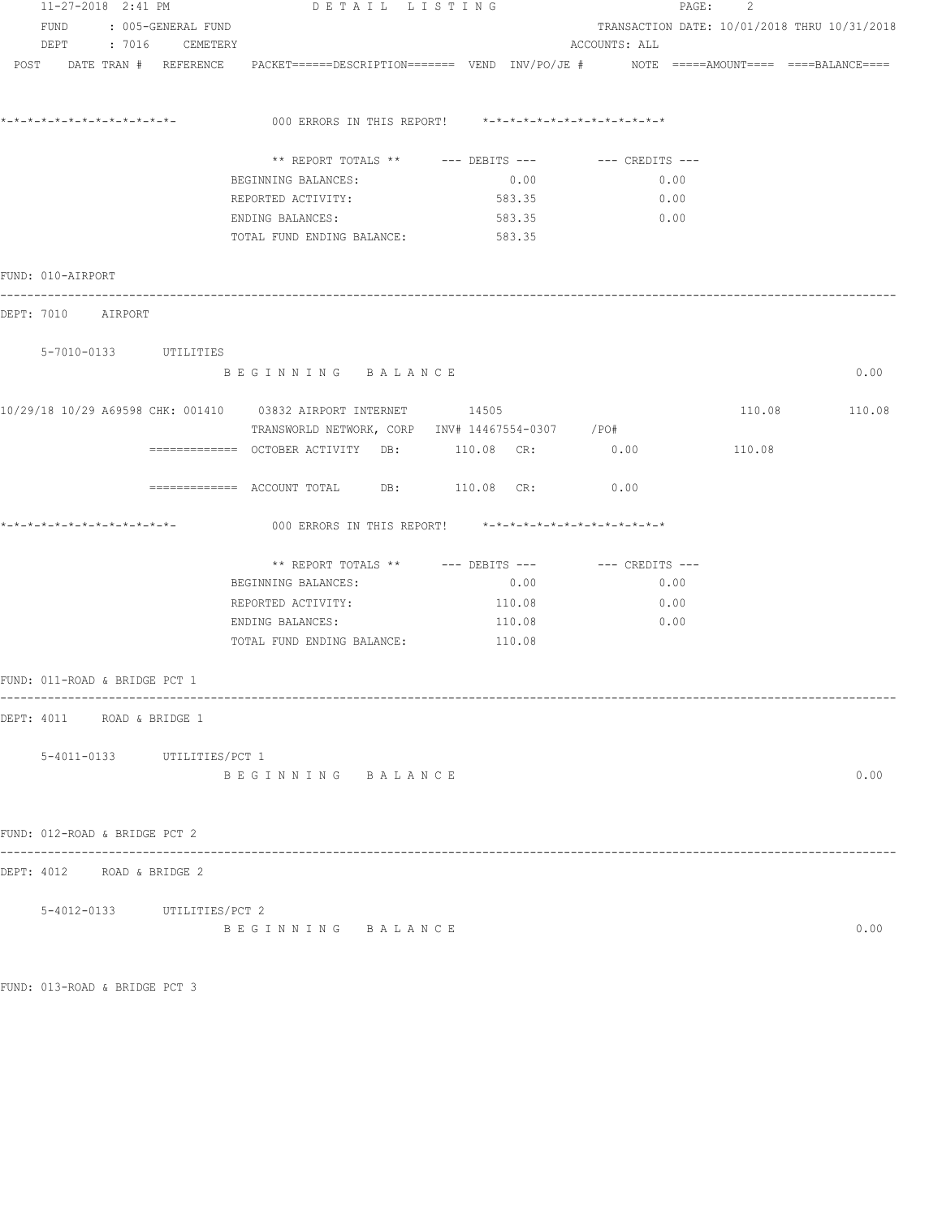11-27-2018 2:41 PM DETAIL LISTING PAGE: 2

FUND : 005-GENERAL FUND TRANSACTION DATE: 10/01/2018 THRU 10/31/2018

DEPT : 7016 CEMETERY ACCOUNTS: ALL

POST DATE TRAN # REFERENCE PACKET======DESCRIPTION======= VEND INV/PO/JE # NOTE =====AMOUNT==== ====BALANCE====

*-*-*-*-*-*-*-*-*-*-*-*-*-*- 000 ERRORS IN THIS REPORT! *-*-*-*-*-*-*-*-*-*-*-*-*-*

| ** REPORT TOTALS ** | --- DEBITS --- | --- CREDITS --- |
|---|---|---|
| BEGINNING BALANCES: | 0.00 | 0.00 |
| REPORTED ACTIVITY: | 583.35 | 0.00 |
| ENDING BALANCES: | 583.35 | 0.00 |
| TOTAL FUND ENDING BALANCE: | 583.35 | |

FUND: 010-AIRPORT

---

DEPT: 7010 AIRPORT

5-7010-0133 UTILITIES

B E G I N N I N G B A L A N C E 0.00

10/29/18 10/29 A69598 CHK: 001410 03832 AIRPORT INTERNET 14505 110.08 110.08

TRANSWORLD NETWORK, CORP INV# 14467554-0307 /PO#

============= OCTOBER ACTIVITY DB: 110.08 CR: 0.00 110.08

============= ACCOUNT TOTAL DB: 110.08 CR: 0.00

*-*-*-*-*-*-*-*-*-*-*-*-*-*- 000 ERRORS IN THIS REPORT! *-*-*-*-*-*-*-*-*-*-*-*-*-*

| ** REPORT TOTALS ** | --- DEBITS --- | --- CREDITS --- |
|---|---|---|
| BEGINNING BALANCES: | 0.00 | 0.00 |
| REPORTED ACTIVITY: | 110.08 | 0.00 |
| ENDING BALANCES: | 110.08 | 0.00 |
| TOTAL FUND ENDING BALANCE: | 110.08 | |

FUND: 011-ROAD & BRIDGE PCT 1

---

DEPT: 4011 ROAD & BRIDGE 1

5-4011-0133 UTILITIES/PCT 1

B E G I N N I N G B A L A N C E 0.00

FUND: 012-ROAD & BRIDGE PCT 2

---

DEPT: 4012 ROAD & BRIDGE 2

5-4012-0133 UTILITIES/PCT 2

B E G I N N I N G B A L A N C E 0.00

FUND: 013-ROAD & BRIDGE PCT 3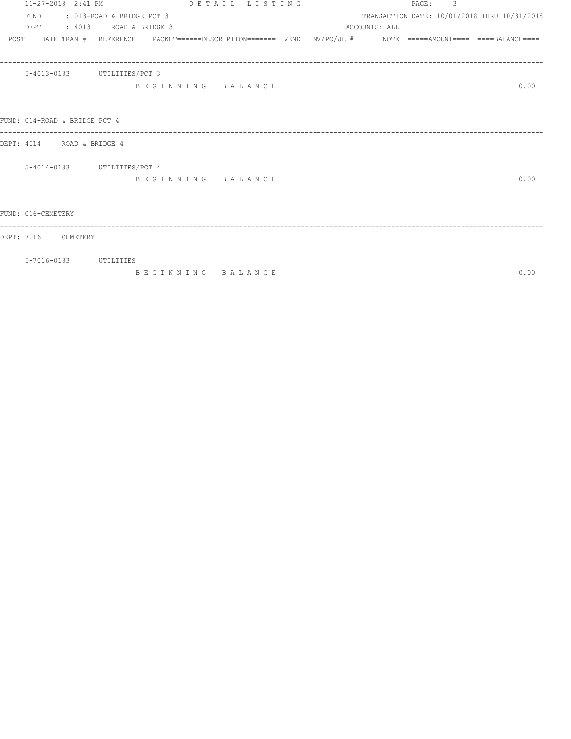FUND : 013-ROAD & BRIDGE PCT 3
DEPT : 4013 ROAD & BRIDGE 3

DETAIL LISTING

TRANSACTION DATE: 10/01/2018 THRU 10/31/2018
ACCOUNTS: ALL

| POST | DATE | TRAN # | REFERENCE | PACKET | DESCRIPTION | VEND | INV/PO/JE # | NOTE | AMOUNT | BALANCE |
|---|---|---|---|---|---|---|---|---|---|---|

5-4013-0133 UTILITIES/PCT 3

B E G I N N I N G B A L A N C E 0.00

FUND: 014-ROAD & BRIDGE PCT 4

DEPT: 4014 ROAD & BRIDGE 4

5-4014-0133 UTILITIES/PCT 4

B E G I N N I N G B A L A N C E 0.00

FUND: 016-CEMETERY

DEPT: 7016 CEMETERY

5-7016-0133 UTILITIES

B E G I N N I N G B A L A N C E 0.00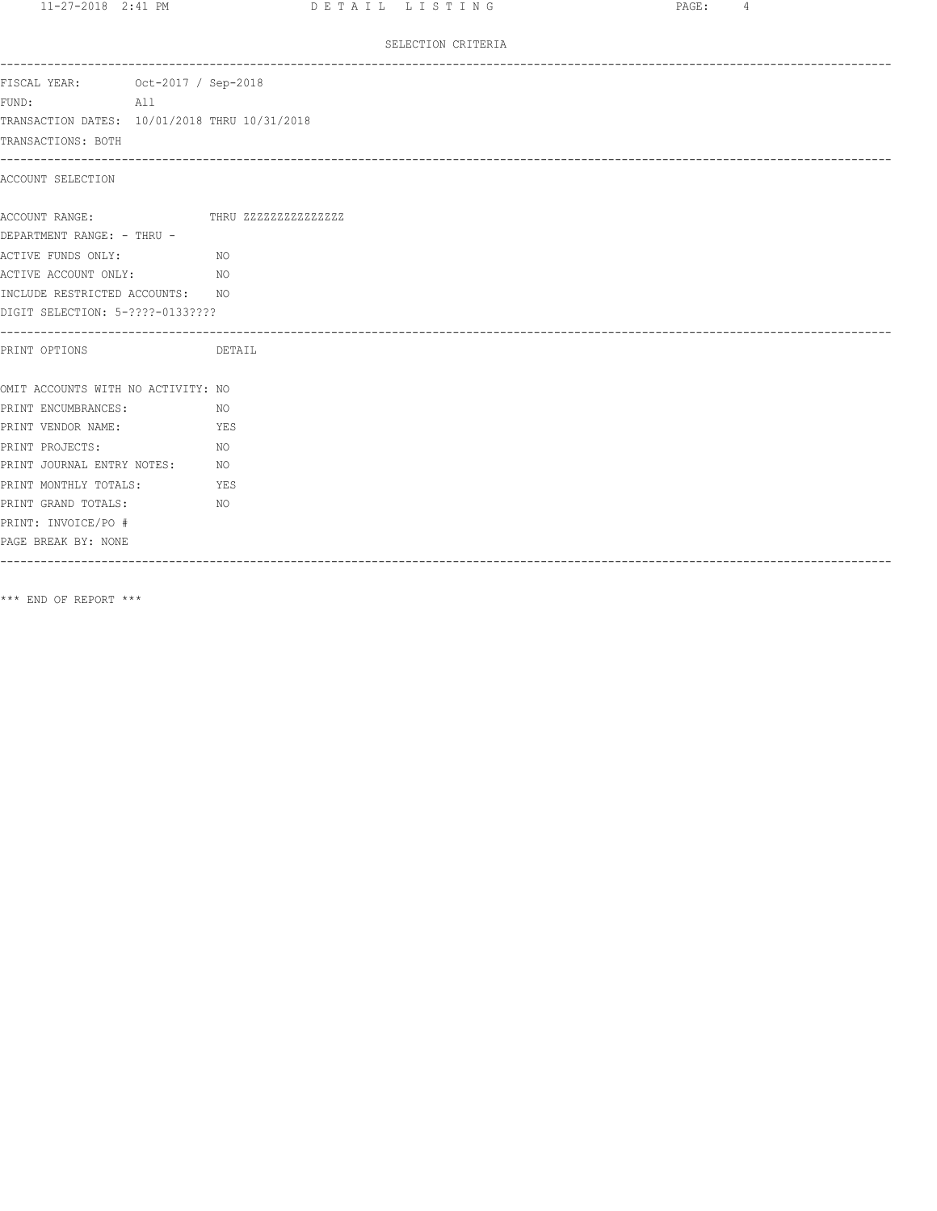SELECTION CRITERIA

---

FISCAL YEAR: Oct-2017 / Sep-2018
FUND: All
TRANSACTION DATES: 10/01/2018 THRU 10/31/2018
TRANSACTIONS: BOTH

---

ACCOUNT SELECTION

ACCOUNT RANGE: THRU ZZZZZZZZZZZZZZZ
DEPARTMENT RANGE: - THRU -
ACTIVE FUNDS ONLY: NO
ACTIVE ACCOUNT ONLY: NO
INCLUDE RESTRICTED ACCOUNTS: NO
DIGIT SELECTION: 5-????-0133????

---

PRINT OPTIONS DETAIL

OMIT ACCOUNTS WITH NO ACTIVITY: NO
PRINT ENCUMBRANCES: NO
PRINT VENDOR NAME: YES
PRINT PROJECTS: NO
PRINT JOURNAL ENTRY NOTES: NO
PRINT MONTHLY TOTALS: YES
PRINT GRAND TOTALS: NO
PRINT: INVOICE/PO #
PAGE BREAK BY: NONE

---

*** END OF REPORT ***